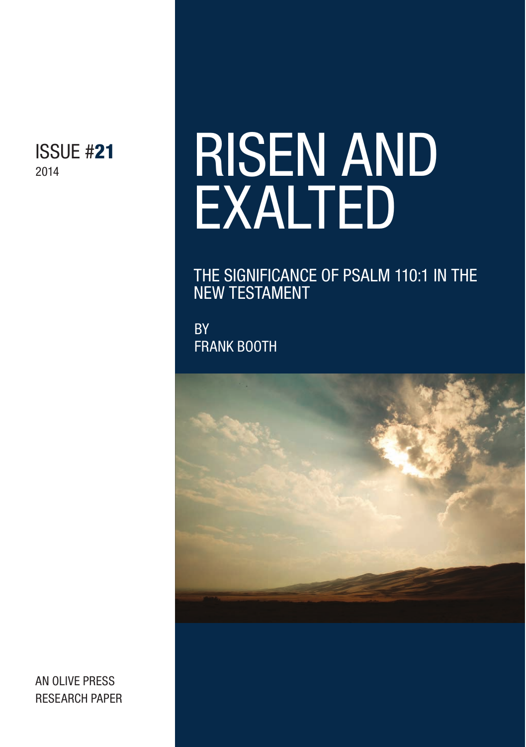ISSUE #21
2014

# RISEN AND EXALTED

## THE SIGNIFICANCE OF PSALM 110:1 IN THE NEW TESTAMENT

BY
FRANK BOOTH

AN OLIVE PRESS
RESEARCH PAPER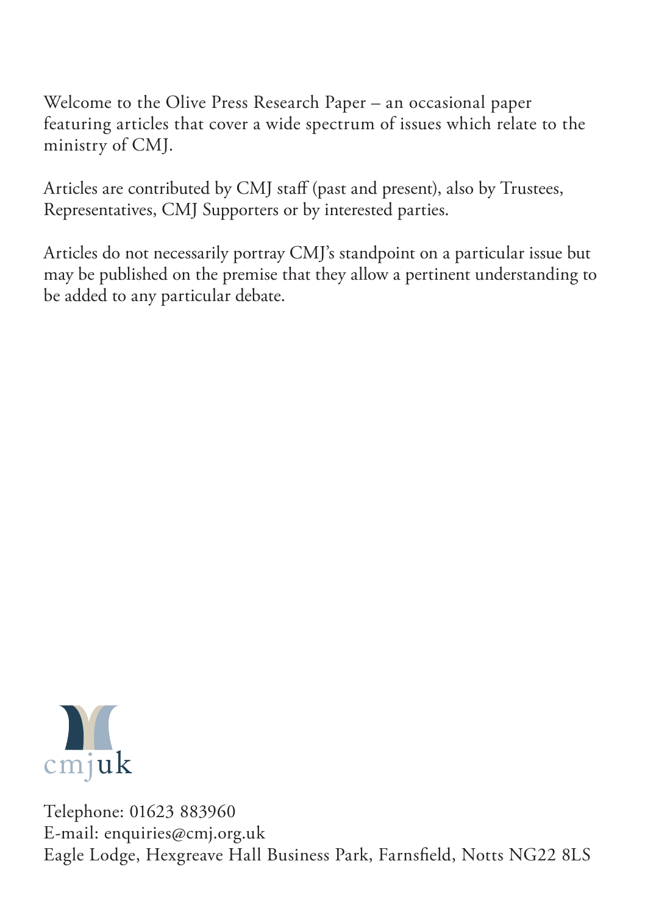Welcome to the Olive Press Research Paper – an occasional paper featuring articles that cover a wide spectrum of issues which relate to the ministry of CMJ.

Articles are contributed by CMJ staff (past and present), also by Trustees, Representatives, CMJ Supporters or by interested parties.

Articles do not necessarily portray CMJ's standpoint on a particular issue but may be published on the premise that they allow a pertinent understanding to be added to any particular debate.

cmjuk

Telephone: 01623 883960
E-mail: enquiries@cmj.org.uk
Eagle Lodge, Hexgreave Hall Business Park, Farnsfield, Notts NG22 8LS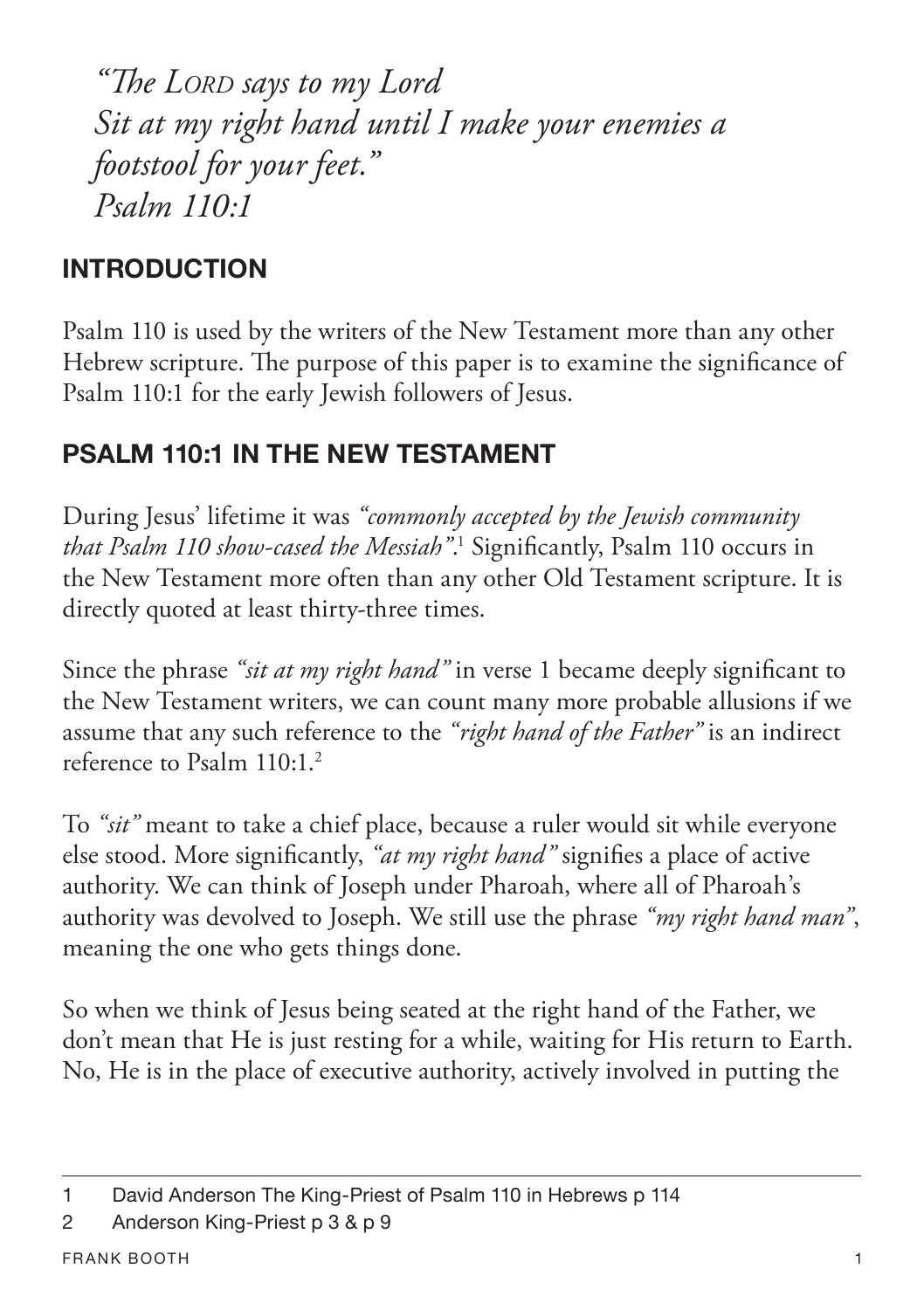*"The LORD says to my Lord*
*Sit at my right hand until I make your enemies a footstool for your feet."*
*Psalm 110:1*

## INTRODUCTION

Psalm 110 is used by the writers of the New Testament more than any other Hebrew scripture. The purpose of this paper is to examine the significance of Psalm 110:1 for the early Jewish followers of Jesus.

## PSALM 110:1 IN THE NEW TESTAMENT

During Jesus' lifetime it was *"commonly accepted by the Jewish community that Psalm 110 show-cased the Messiah"*.[1] Significantly, Psalm 110 occurs in the New Testament more often than any other Old Testament scripture. It is directly quoted at least thirty-three times.

Since the phrase *"sit at my right hand"* in verse 1 became deeply significant to the New Testament writers, we can count many more probable allusions if we assume that any such reference to the *"right hand of the Father"* is an indirect reference to Psalm 110:1.[2]

To *"sit"* meant to take a chief place, because a ruler would sit while everyone else stood. More significantly, *"at my right hand"* signifies a place of active authority. We can think of Joseph under Pharoah, where all of Pharoah's authority was devolved to Joseph. We still use the phrase *"my right hand man"*, meaning the one who gets things done.

So when we think of Jesus being seated at the right hand of the Father, we don't mean that He is just resting for a while, waiting for His return to Earth. No, He is in the place of executive authority, actively involved in putting the

---

1 David Anderson The King-Priest of Psalm 110 in Hebrews p 114

2 Anderson King-Priest p 3 & p 9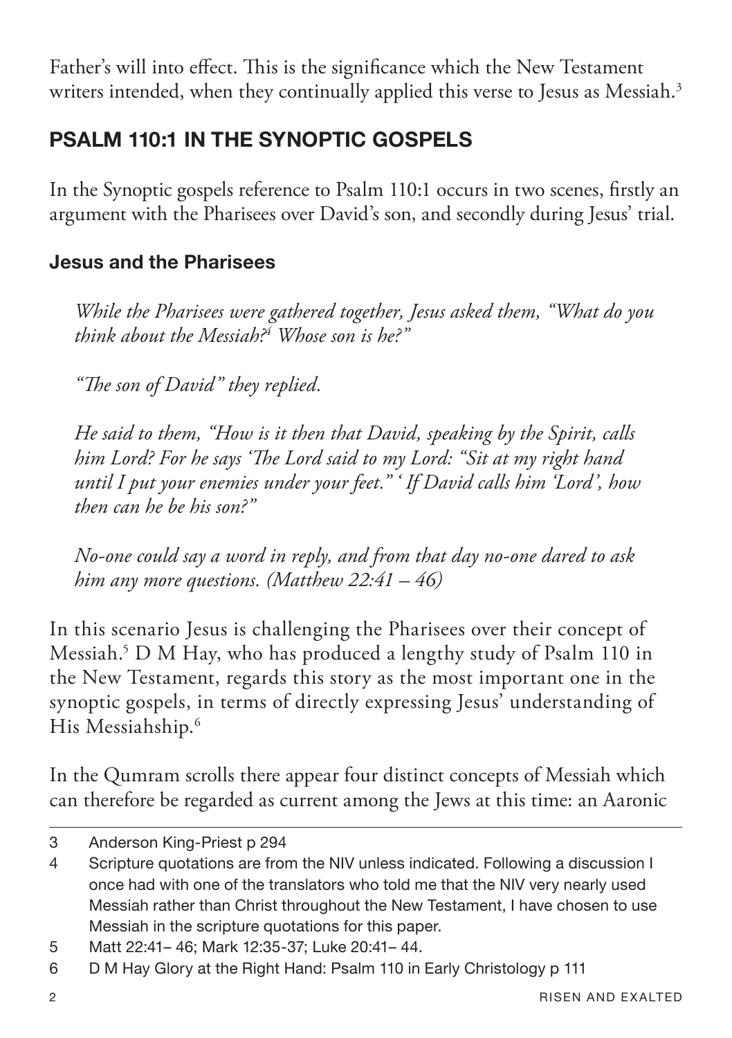Father's will into effect. This is the significance which the New Testament writers intended, when they continually applied this verse to Jesus as Messiah.[3]

## PSALM 110:1 IN THE SYNOPTIC GOSPELS

In the Synoptic gospels reference to Psalm 110:1 occurs in two scenes, firstly an argument with the Pharisees over David's son, and secondly during Jesus' trial.

### Jesus and the Pharisees

> *While the Pharisees were gathered together, Jesus asked them, "What do you think about the Messiah?[4] Whose son is he?"*
>
> *"The son of David" they replied.*
>
> *He said to them, "How is it then that David, speaking by the Spirit, calls him Lord? For he says 'The Lord said to my Lord: "Sit at my right hand until I put your enemies under your feet." ' If David calls him 'Lord', how then can he be his son?"*
>
> *No-one could say a word in reply, and from that day no-one dared to ask him any more questions. (Matthew 22:41 – 46)*

In this scenario Jesus is challenging the Pharisees over their concept of Messiah.[5] D M Hay, who has produced a lengthy study of Psalm 110 in the New Testament, regards this story as the most important one in the synoptic gospels, in terms of directly expressing Jesus' understanding of His Messiahship.[6]

In the Qumram scrolls there appear four distinct concepts of Messiah which can therefore be regarded as current among the Jews at this time: an Aaronic

---

3 Anderson King-Priest p 294

4 Scripture quotations are from the NIV unless indicated. Following a discussion I once had with one of the translators who told me that the NIV very nearly used Messiah rather than Christ throughout the New Testament, I have chosen to use Messiah in the scripture quotations for this paper.

5 Matt 22:41– 46; Mark 12:35-37; Luke 20:41– 44.

6 D M Hay Glory at the Right Hand: Psalm 110 in Early Christology p 111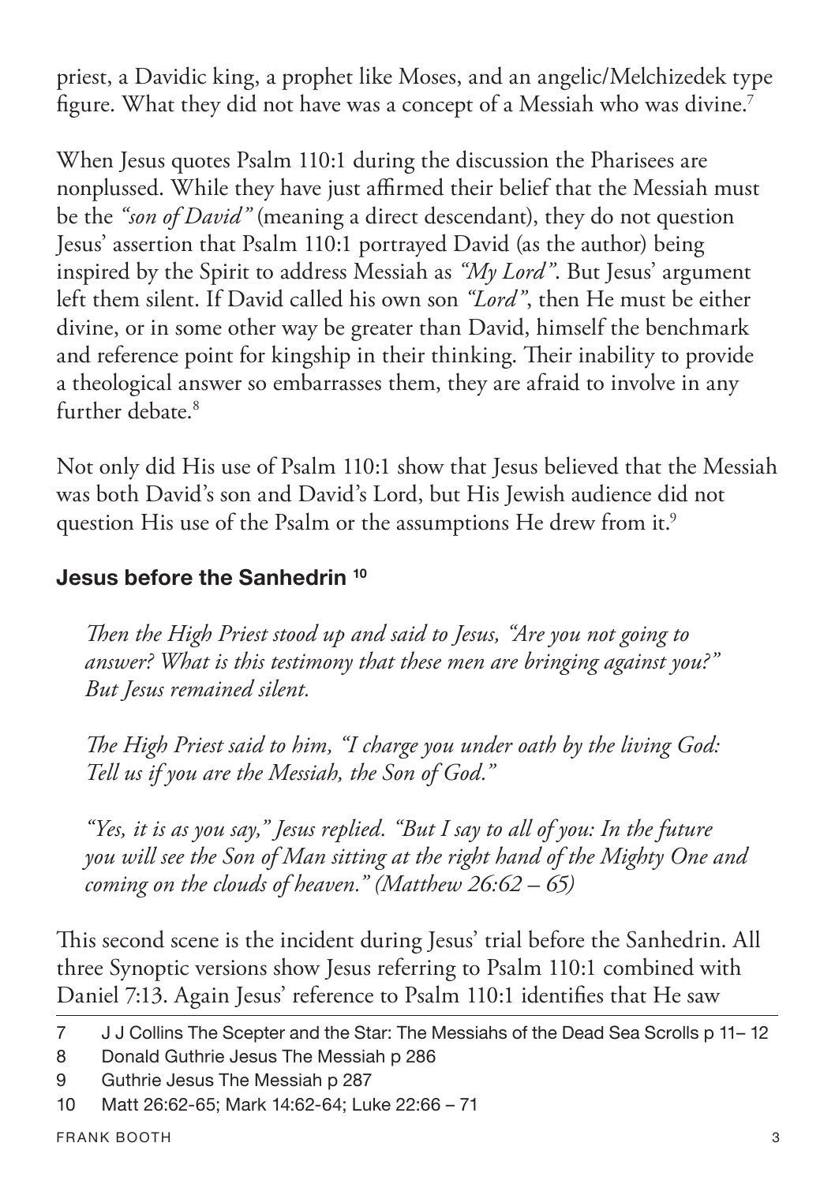priest, a Davidic king, a prophet like Moses, and an angelic/Melchizedek type figure. What they did not have was a concept of a Messiah who was divine.[7]

When Jesus quotes Psalm 110:1 during the discussion the Pharisees are nonplussed. While they have just affirmed their belief that the Messiah must be the *"son of David"* (meaning a direct descendant), they do not question Jesus' assertion that Psalm 110:1 portrayed David (as the author) being inspired by the Spirit to address Messiah as *"My Lord"*. But Jesus' argument left them silent. If David called his own son *"Lord"*, then He must be either divine, or in some other way be greater than David, himself the benchmark and reference point for kingship in their thinking. Their inability to provide a theological answer so embarrasses them, they are afraid to involve in any further debate.[8]

Not only did His use of Psalm 110:1 show that Jesus believed that the Messiah was both David's son and David's Lord, but His Jewish audience did not question His use of the Psalm or the assumptions He drew from it.[9]

### Jesus before the Sanhedrin [10]

> *Then the High Priest stood up and said to Jesus, "Are you not going to answer? What is this testimony that these men are bringing against you?" But Jesus remained silent.*
>
> *The High Priest said to him, "I charge you under oath by the living God: Tell us if you are the Messiah, the Son of God."*
>
> *"Yes, it is as you say," Jesus replied. "But I say to all of you: In the future you will see the Son of Man sitting at the right hand of the Mighty One and coming on the clouds of heaven." (Matthew 26:62 – 65)*

This second scene is the incident during Jesus' trial before the Sanhedrin. All three Synoptic versions show Jesus referring to Psalm 110:1 combined with Daniel 7:13. Again Jesus' reference to Psalm 110:1 identifies that He saw

---

7 J J Collins The Scepter and the Star: The Messiahs of the Dead Sea Scrolls p 11– 12

8 Donald Guthrie Jesus The Messiah p 286

9 Guthrie Jesus The Messiah p 287

10 Matt 26:62-65; Mark 14:62-64; Luke 22:66 – 71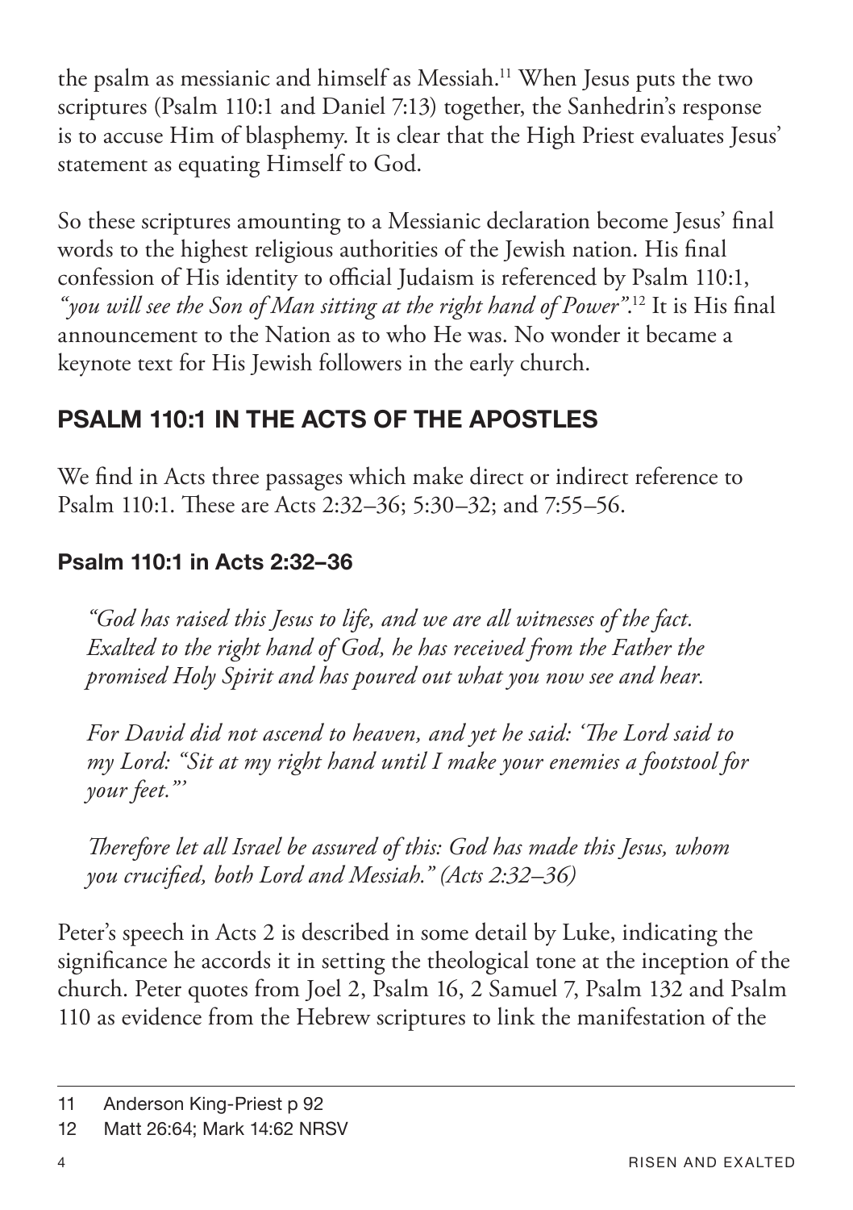the psalm as messianic and himself as Messiah.[11] When Jesus puts the two scriptures (Psalm 110:1 and Daniel 7:13) together, the Sanhedrin's response is to accuse Him of blasphemy. It is clear that the High Priest evaluates Jesus' statement as equating Himself to God.

So these scriptures amounting to a Messianic declaration become Jesus' final words to the highest religious authorities of the Jewish nation. His final confession of His identity to official Judaism is referenced by Psalm 110:1, *"you will see the Son of Man sitting at the right hand of Power"*.[12] It is His final announcement to the Nation as to who He was. No wonder it became a keynote text for His Jewish followers in the early church.

## PSALM 110:1 IN THE ACTS OF THE APOSTLES

We find in Acts three passages which make direct or indirect reference to Psalm 110:1. These are Acts 2:32–36; 5:30–32; and 7:55–56.

### Psalm 110:1 in Acts 2:32–36

> *"God has raised this Jesus to life, and we are all witnesses of the fact. Exalted to the right hand of God, he has received from the Father the promised Holy Spirit and has poured out what you now see and hear.*
>
> *For David did not ascend to heaven, and yet he said: 'The Lord said to my Lord: "Sit at my right hand until I make your enemies a footstool for your feet."'*
>
> *Therefore let all Israel be assured of this: God has made this Jesus, whom you crucified, both Lord and Messiah." (Acts 2:32–36)*

Peter's speech in Acts 2 is described in some detail by Luke, indicating the significance he accords it in setting the theological tone at the inception of the church. Peter quotes from Joel 2, Psalm 16, 2 Samuel 7, Psalm 132 and Psalm 110 as evidence from the Hebrew scriptures to link the manifestation of the

---

11 Anderson King-Priest p 92

12 Matt 26:64; Mark 14:62 NRSV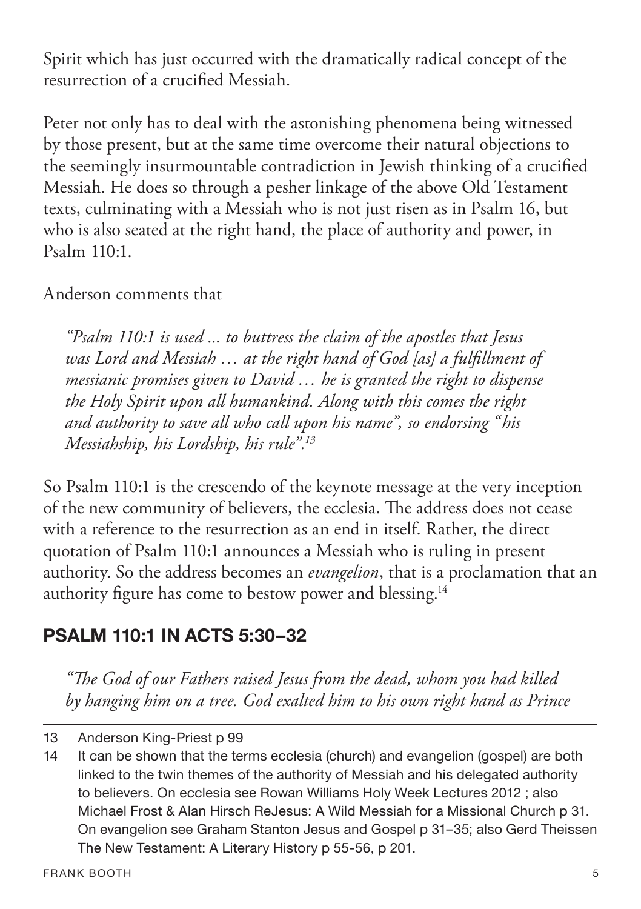Spirit which has just occurred with the dramatically radical concept of the resurrection of a crucified Messiah.

Peter not only has to deal with the astonishing phenomena being witnessed by those present, but at the same time overcome their natural objections to the seemingly insurmountable contradiction in Jewish thinking of a crucified Messiah. He does so through a pesher linkage of the above Old Testament texts, culminating with a Messiah who is not just risen as in Psalm 16, but who is also seated at the right hand, the place of authority and power, in Psalm 110:1.

Anderson comments that

> *"Psalm 110:1 is used ... to buttress the claim of the apostles that Jesus was Lord and Messiah … at the right hand of God [as] a fulfillment of messianic promises given to David … he is granted the right to dispense the Holy Spirit upon all humankind. Along with this comes the right and authority to save all who call upon his name", so endorsing "his Messiahship, his Lordship, his rule".*[13]

So Psalm 110:1 is the crescendo of the keynote message at the very inception of the new community of believers, the ecclesia. The address does not cease with a reference to the resurrection as an end in itself. Rather, the direct quotation of Psalm 110:1 announces a Messiah who is ruling in present authority. So the address becomes an *evangelion*, that is a proclamation that an authority figure has come to bestow power and blessing.[14]

## PSALM 110:1 IN ACTS 5:30–32

> *"The God of our Fathers raised Jesus from the dead, whom you had killed by hanging him on a tree. God exalted him to his own right hand as Prince*

---

13 Anderson King-Priest p 99

14 It can be shown that the terms ecclesia (church) and evangelion (gospel) are both linked to the twin themes of the authority of Messiah and his delegated authority to believers. On ecclesia see Rowan Williams Holy Week Lectures 2012 ; also Michael Frost & Alan Hirsch ReJesus: A Wild Messiah for a Missional Church p 31. On evangelion see Graham Stanton Jesus and Gospel p 31–35; also Gerd Theissen The New Testament: A Literary History p 55-56, p 201.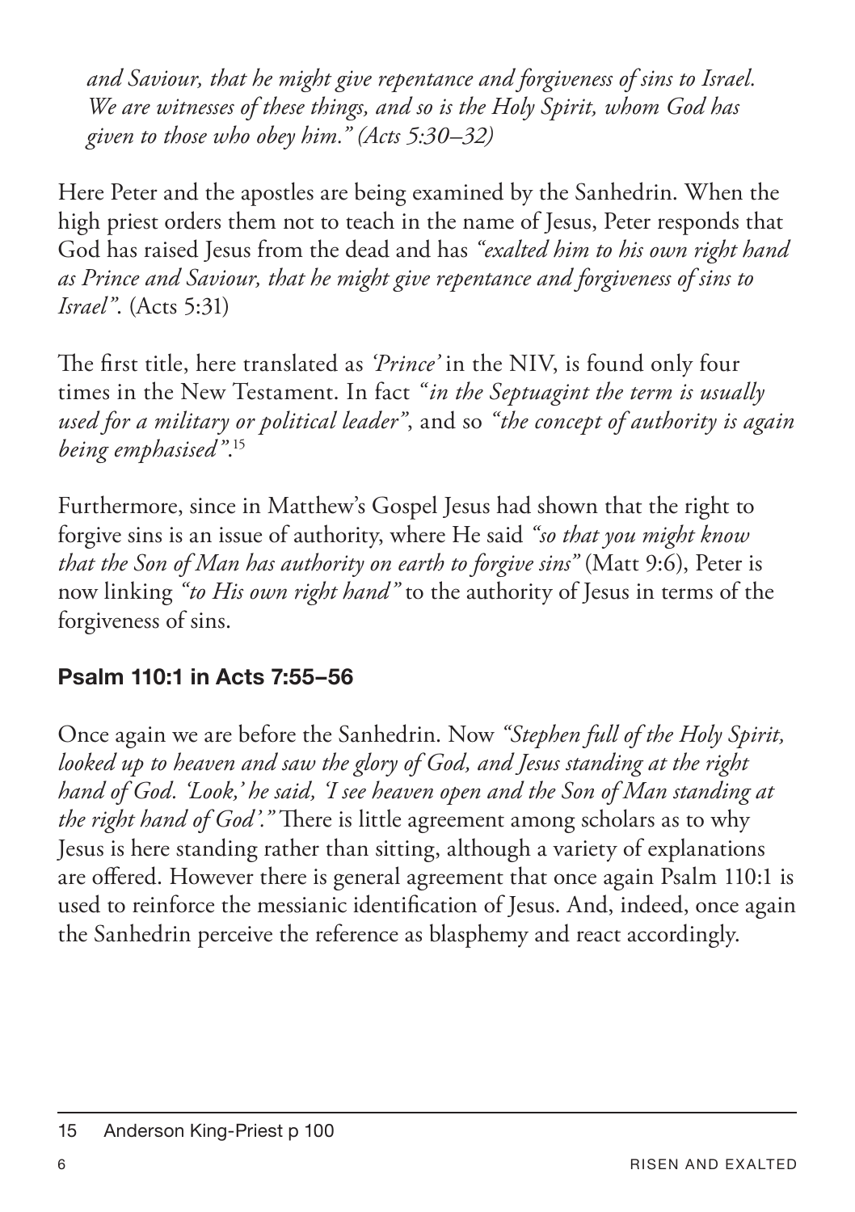*and Saviour, that he might give repentance and forgiveness of sins to Israel. We are witnesses of these things, and so is the Holy Spirit, whom God has given to those who obey him." (Acts 5:30–32)*

Here Peter and the apostles are being examined by the Sanhedrin. When the high priest orders them not to teach in the name of Jesus, Peter responds that God has raised Jesus from the dead and has *"exalted him to his own right hand as Prince and Saviour, that he might give repentance and forgiveness of sins to Israel"*. (Acts 5:31)

The first title, here translated as *'Prince'* in the NIV, is found only four times in the New Testament. In fact *"in the Septuagint the term is usually used for a military or political leader"*, and so *"the concept of authority is again being emphasised"*.[15]

Furthermore, since in Matthew's Gospel Jesus had shown that the right to forgive sins is an issue of authority, where He said *"so that you might know that the Son of Man has authority on earth to forgive sins"* (Matt 9:6), Peter is now linking *"to His own right hand"* to the authority of Jesus in terms of the forgiveness of sins.

### Psalm 110:1 in Acts 7:55–56

Once again we are before the Sanhedrin. Now *"Stephen full of the Holy Spirit, looked up to heaven and saw the glory of God, and Jesus standing at the right hand of God. 'Look,' he said, 'I see heaven open and the Son of Man standing at the right hand of God'."* There is little agreement among scholars as to why Jesus is here standing rather than sitting, although a variety of explanations are offered. However there is general agreement that once again Psalm 110:1 is used to reinforce the messianic identification of Jesus. And, indeed, once again the Sanhedrin perceive the reference as blasphemy and react accordingly.

---

15 Anderson King-Priest p 100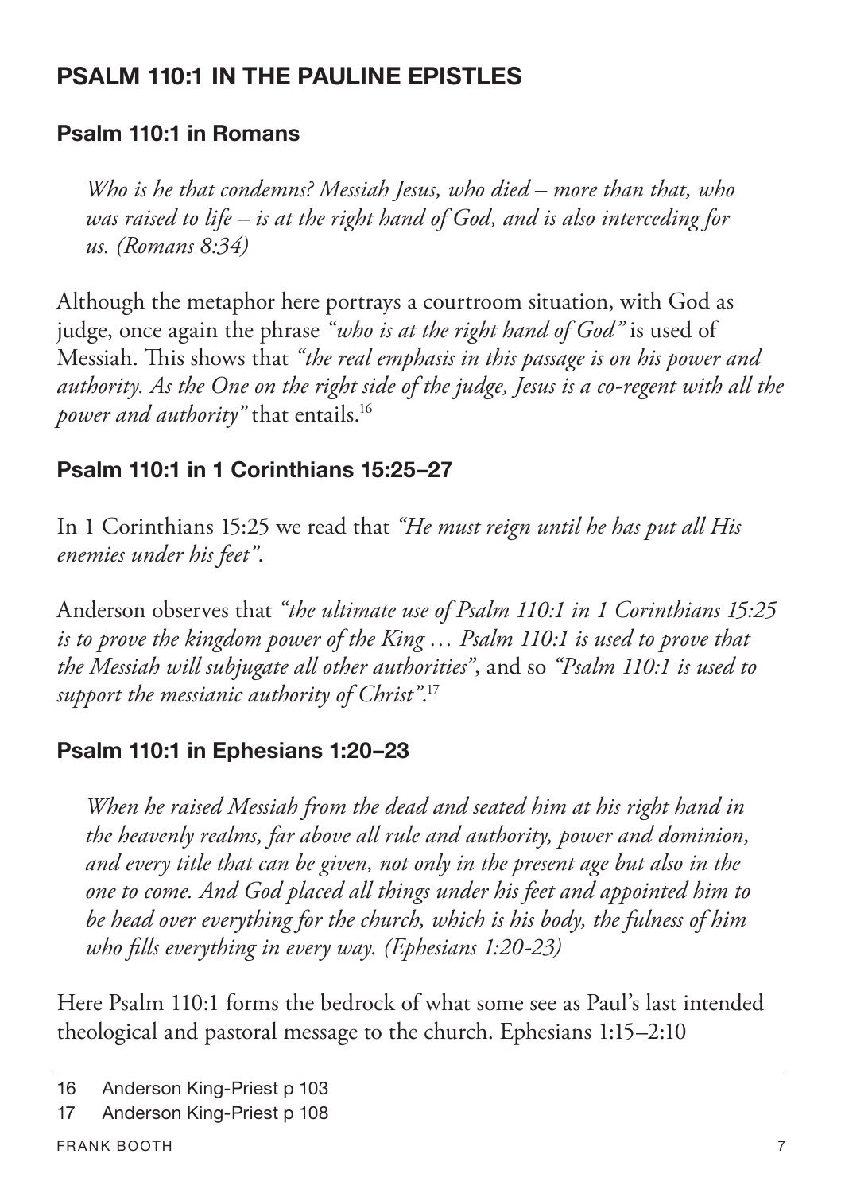## PSALM 110:1 IN THE PAULINE EPISTLES

### Psalm 110:1 in Romans

> *Who is he that condemns? Messiah Jesus, who died – more than that, who was raised to life – is at the right hand of God, and is also interceding for us. (Romans 8:34)*

Although the metaphor here portrays a courtroom situation, with God as judge, once again the phrase *"who is at the right hand of God"* is used of Messiah. This shows that *"the real emphasis in this passage is on his power and authority. As the One on the right side of the judge, Jesus is a co-regent with all the power and authority"* that entails.[16]

### Psalm 110:1 in 1 Corinthians 15:25–27

In 1 Corinthians 15:25 we read that *"He must reign until he has put all His enemies under his feet"*.

Anderson observes that *"the ultimate use of Psalm 110:1 in 1 Corinthians 15:25 is to prove the kingdom power of the King … Psalm 110:1 is used to prove that the Messiah will subjugate all other authorities"*, and so *"Psalm 110:1 is used to support the messianic authority of Christ"*.[17]

### Psalm 110:1 in Ephesians 1:20–23

> *When he raised Messiah from the dead and seated him at his right hand in the heavenly realms, far above all rule and authority, power and dominion, and every title that can be given, not only in the present age but also in the one to come. And God placed all things under his feet and appointed him to be head over everything for the church, which is his body, the fulness of him who fills everything in every way. (Ephesians 1:20-23)*

Here Psalm 110:1 forms the bedrock of what some see as Paul's last intended theological and pastoral message to the church. Ephesians 1:15–2:10

---

16 Anderson King-Priest p 103

17 Anderson King-Priest p 108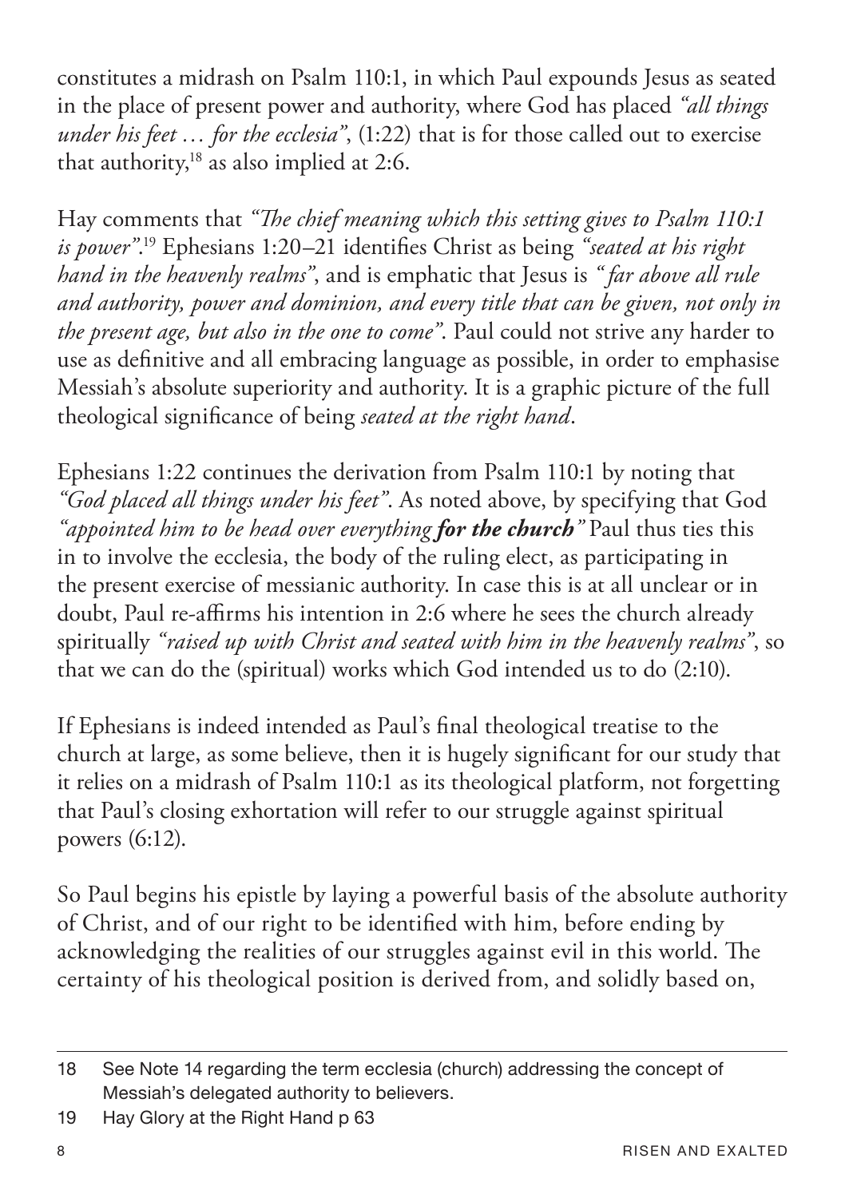constitutes a midrash on Psalm 110:1, in which Paul expounds Jesus as seated in the place of present power and authority, where God has placed *"all things under his feet … for the ecclesia"*, (1:22) that is for those called out to exercise that authority,[18] as also implied at 2:6.

Hay comments that *"The chief meaning which this setting gives to Psalm 110:1 is power"*.[19] Ephesians 1:20–21 identifies Christ as being *"seated at his right hand in the heavenly realms"*, and is emphatic that Jesus is *" far above all rule and authority, power and dominion, and every title that can be given, not only in the present age, but also in the one to come"*. Paul could not strive any harder to use as definitive and all embracing language as possible, in order to emphasise Messiah's absolute superiority and authority. It is a graphic picture of the full theological significance of being *seated at the right hand*.

Ephesians 1:22 continues the derivation from Psalm 110:1 by noting that *"God placed all things under his feet"*. As noted above, by specifying that God *"appointed him to be head over everything* ***for the church****"* Paul thus ties this in to involve the ecclesia, the body of the ruling elect, as participating in the present exercise of messianic authority. In case this is at all unclear or in doubt, Paul re-affirms his intention in 2:6 where he sees the church already spiritually *"raised up with Christ and seated with him in the heavenly realms"*, so that we can do the (spiritual) works which God intended us to do (2:10).

If Ephesians is indeed intended as Paul's final theological treatise to the church at large, as some believe, then it is hugely significant for our study that it relies on a midrash of Psalm 110:1 as its theological platform, not forgetting that Paul's closing exhortation will refer to our struggle against spiritual powers (6:12).

So Paul begins his epistle by laying a powerful basis of the absolute authority of Christ, and of our right to be identified with him, before ending by acknowledging the realities of our struggles against evil in this world. The certainty of his theological position is derived from, and solidly based on,

---

18 See Note 14 regarding the term ecclesia (church) addressing the concept of Messiah's delegated authority to believers.

19 Hay Glory at the Right Hand p 63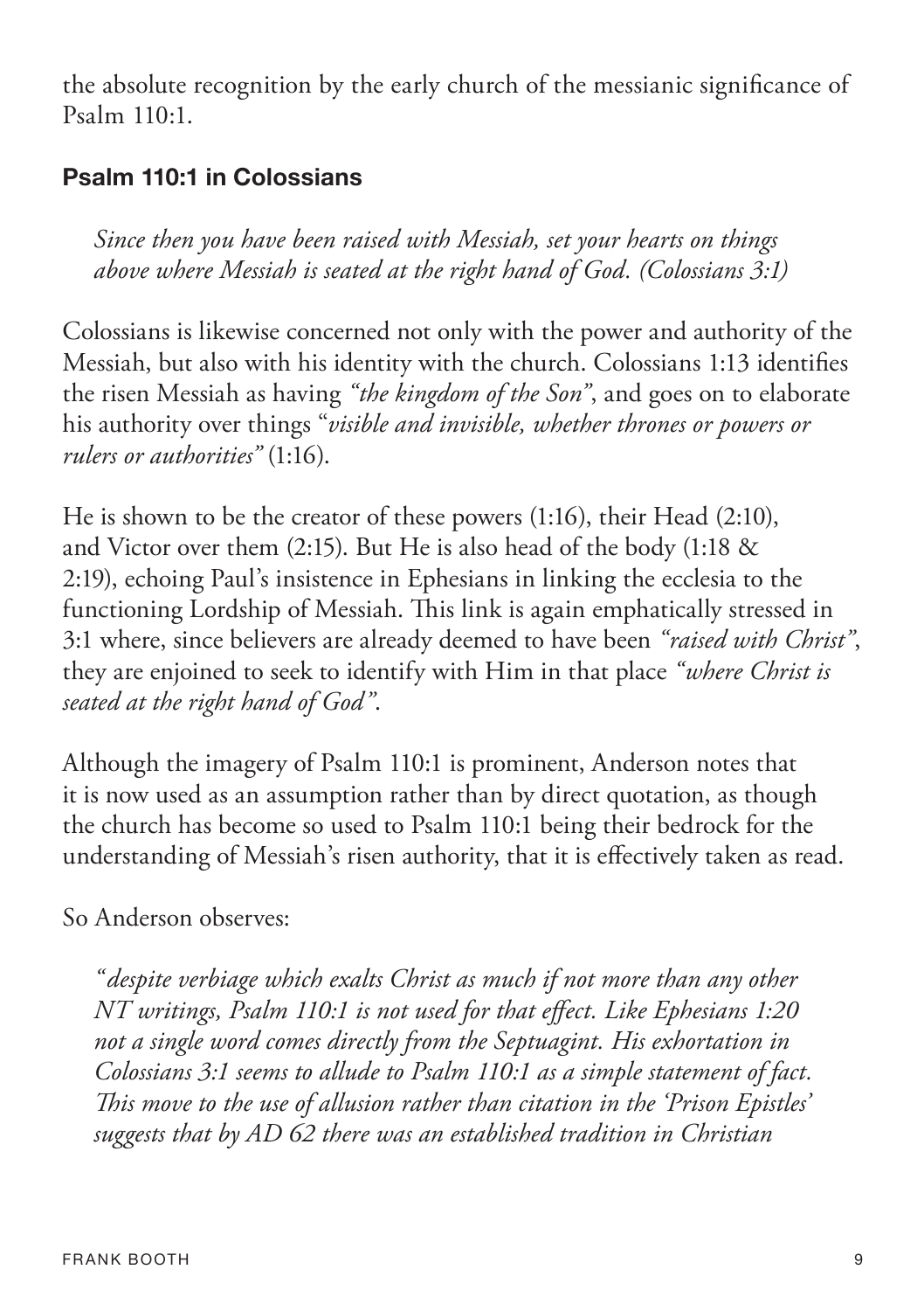the absolute recognition by the early church of the messianic significance of Psalm 110:1.

### Psalm 110:1 in Colossians

> *Since then you have been raised with Messiah, set your hearts on things above where Messiah is seated at the right hand of God. (Colossians 3:1)*

Colossians is likewise concerned not only with the power and authority of the Messiah, but also with his identity with the church. Colossians 1:13 identifies the risen Messiah as having *"the kingdom of the Son"*, and goes on to elaborate his authority over things "*visible and invisible, whether thrones or powers or rulers or authorities"* (1:16).

He is shown to be the creator of these powers (1:16), their Head (2:10), and Victor over them (2:15). But He is also head of the body (1:18 & 2:19), echoing Paul's insistence in Ephesians in linking the ecclesia to the functioning Lordship of Messiah. This link is again emphatically stressed in 3:1 where, since believers are already deemed to have been *"raised with Christ"*, they are enjoined to seek to identify with Him in that place *"where Christ is seated at the right hand of God"*.

Although the imagery of Psalm 110:1 is prominent, Anderson notes that it is now used as an assumption rather than by direct quotation, as though the church has become so used to Psalm 110:1 being their bedrock for the understanding of Messiah's risen authority, that it is effectively taken as read.

So Anderson observes:

> *"despite verbiage which exalts Christ as much if not more than any other NT writings, Psalm 110:1 is not used for that effect. Like Ephesians 1:20 not a single word comes directly from the Septuagint. His exhortation in Colossians 3:1 seems to allude to Psalm 110:1 as a simple statement of fact. This move to the use of allusion rather than citation in the 'Prison Epistles' suggests that by AD 62 there was an established tradition in Christian*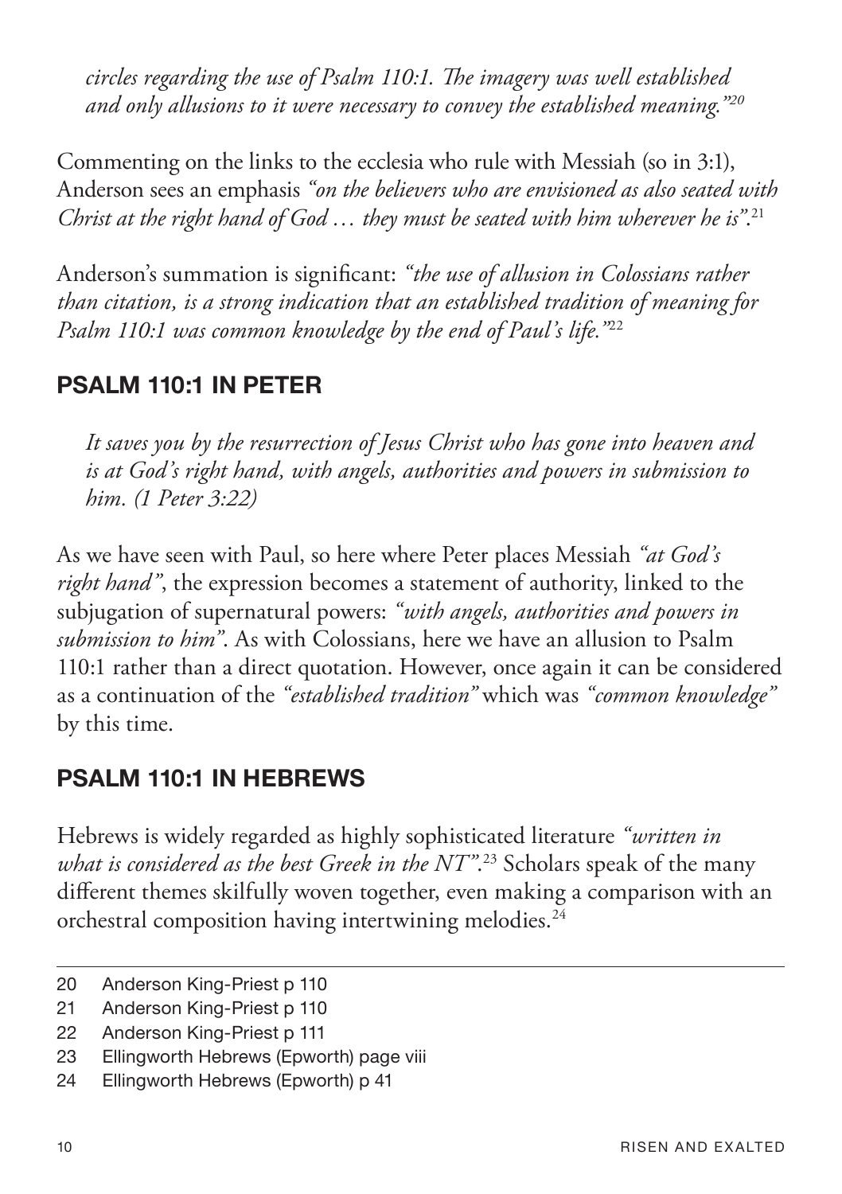*circles regarding the use of Psalm 110:1. The imagery was well established and only allusions to it were necessary to convey the established meaning."*[20]

Commenting on the links to the ecclesia who rule with Messiah (so in 3:1), Anderson sees an emphasis *"on the believers who are envisioned as also seated with Christ at the right hand of God … they must be seated with him wherever he is"*.[21]

Anderson's summation is significant: *"the use of allusion in Colossians rather than citation, is a strong indication that an established tradition of meaning for Psalm 110:1 was common knowledge by the end of Paul's life."*[22]

## PSALM 110:1 IN PETER

> *It saves you by the resurrection of Jesus Christ who has gone into heaven and is at God's right hand, with angels, authorities and powers in submission to him. (1 Peter 3:22)*

As we have seen with Paul, so here where Peter places Messiah *"at God's right hand"*, the expression becomes a statement of authority, linked to the subjugation of supernatural powers: *"with angels, authorities and powers in submission to him"*. As with Colossians, here we have an allusion to Psalm 110:1 rather than a direct quotation. However, once again it can be considered as a continuation of the *"established tradition"* which was *"common knowledge"* by this time.

## PSALM 110:1 IN HEBREWS

Hebrews is widely regarded as highly sophisticated literature *"written in what is considered as the best Greek in the NT"*.[23] Scholars speak of the many different themes skilfully woven together, even making a comparison with an orchestral composition having intertwining melodies.[24]

---

20 Anderson King-Priest p 110

21 Anderson King-Priest p 110

22 Anderson King-Priest p 111

23 Ellingworth Hebrews (Epworth) page viii

24 Ellingworth Hebrews (Epworth) p 41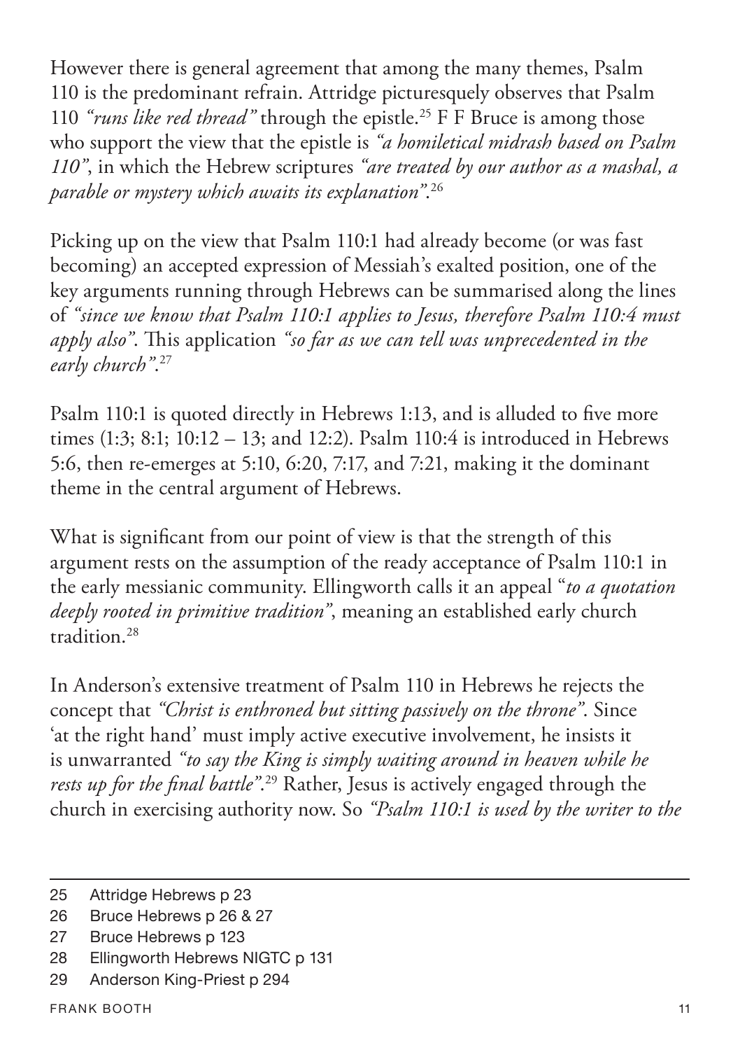However there is general agreement that among the many themes, Psalm 110 is the predominant refrain. Attridge picturesquely observes that Psalm 110 *"runs like red thread"* through the epistle.[25] F F Bruce is among those who support the view that the epistle is *"a homiletical midrash based on Psalm 110"*, in which the Hebrew scriptures *"are treated by our author as a mashal, a parable or mystery which awaits its explanation"*.[26]

Picking up on the view that Psalm 110:1 had already become (or was fast becoming) an accepted expression of Messiah's exalted position, one of the key arguments running through Hebrews can be summarised along the lines of *"since we know that Psalm 110:1 applies to Jesus, therefore Psalm 110:4 must apply also"*. This application *"so far as we can tell was unprecedented in the early church"*.[27]

Psalm 110:1 is quoted directly in Hebrews 1:13, and is alluded to five more times (1:3; 8:1; 10:12 – 13; and 12:2). Psalm 110:4 is introduced in Hebrews 5:6, then re-emerges at 5:10, 6:20, 7:17, and 7:21, making it the dominant theme in the central argument of Hebrews.

What is significant from our point of view is that the strength of this argument rests on the assumption of the ready acceptance of Psalm 110:1 in the early messianic community. Ellingworth calls it an appeal "*to a quotation deeply rooted in primitive tradition"*, meaning an established early church tradition.[28]

In Anderson's extensive treatment of Psalm 110 in Hebrews he rejects the concept that *"Christ is enthroned but sitting passively on the throne"*. Since 'at the right hand' must imply active executive involvement, he insists it is unwarranted *"to say the King is simply waiting around in heaven while he rests up for the final battle"*.[29] Rather, Jesus is actively engaged through the church in exercising authority now. So *"Psalm 110:1 is used by the writer to the*

---

25 Attridge Hebrews p 23

26 Bruce Hebrews p 26 & 27

27 Bruce Hebrews p 123

28 Ellingworth Hebrews NIGTC p 131

29 Anderson King-Priest p 294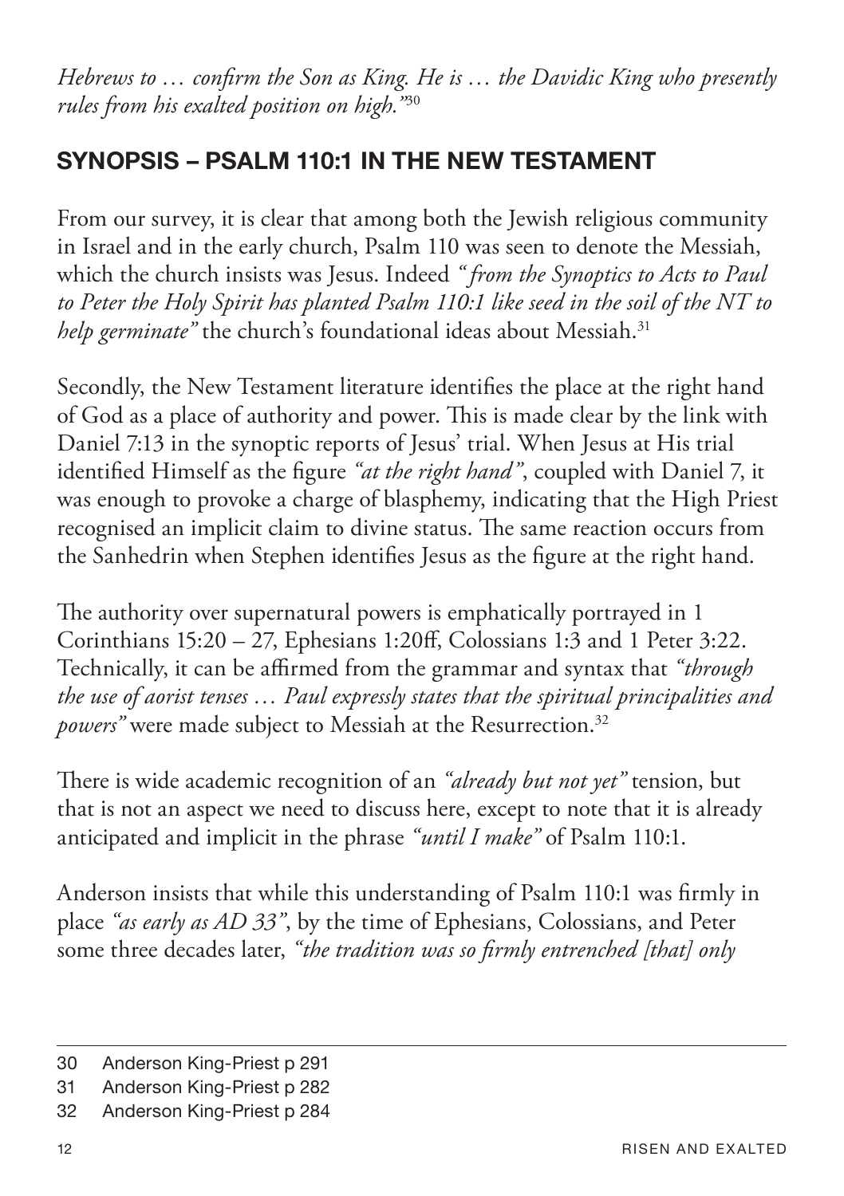*Hebrews to … confirm the Son as King. He is … the Davidic King who presently rules from his exalted position on high."*[30]

## SYNOPSIS – PSALM 110:1 IN THE NEW TESTAMENT

From our survey, it is clear that among both the Jewish religious community in Israel and in the early church, Psalm 110 was seen to denote the Messiah, which the church insists was Jesus. Indeed *" from the Synoptics to Acts to Paul to Peter the Holy Spirit has planted Psalm 110:1 like seed in the soil of the NT to help germinate"* the church's foundational ideas about Messiah.[31]

Secondly, the New Testament literature identifies the place at the right hand of God as a place of authority and power. This is made clear by the link with Daniel 7:13 in the synoptic reports of Jesus' trial. When Jesus at His trial identified Himself as the figure *"at the right hand"*, coupled with Daniel 7, it was enough to provoke a charge of blasphemy, indicating that the High Priest recognised an implicit claim to divine status. The same reaction occurs from the Sanhedrin when Stephen identifies Jesus as the figure at the right hand.

The authority over supernatural powers is emphatically portrayed in 1 Corinthians 15:20 – 27, Ephesians 1:20ff, Colossians 1:3 and 1 Peter 3:22. Technically, it can be affirmed from the grammar and syntax that *"through the use of aorist tenses … Paul expressly states that the spiritual principalities and powers"* were made subject to Messiah at the Resurrection.[32]

There is wide academic recognition of an *"already but not yet"* tension, but that is not an aspect we need to discuss here, except to note that it is already anticipated and implicit in the phrase *"until I make"* of Psalm 110:1.

Anderson insists that while this understanding of Psalm 110:1 was firmly in place *"as early as AD 33"*, by the time of Ephesians, Colossians, and Peter some three decades later, *"the tradition was so firmly entrenched [that] only*

---

30 Anderson King-Priest p 291

31 Anderson King-Priest p 282

32 Anderson King-Priest p 284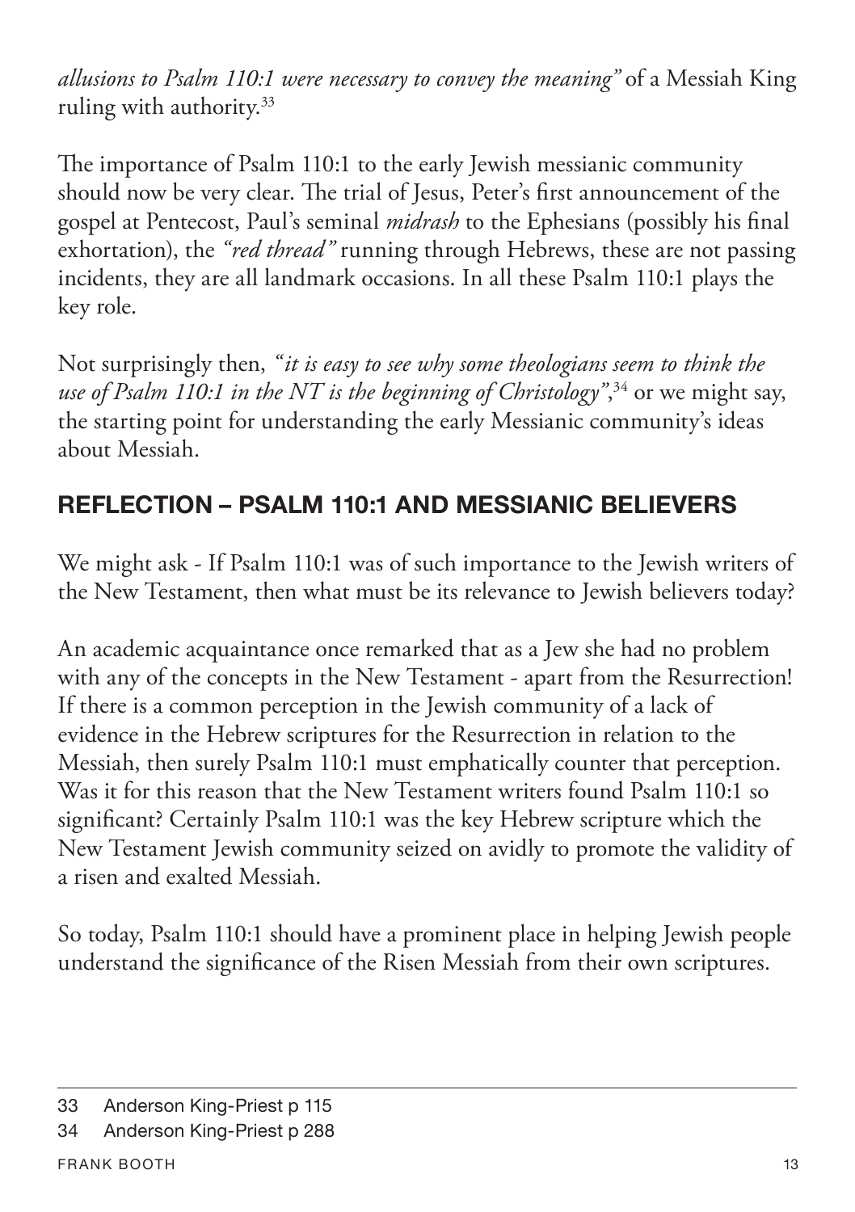*allusions to Psalm 110:1 were necessary to convey the meaning"* of a Messiah King ruling with authority.[33]

The importance of Psalm 110:1 to the early Jewish messianic community should now be very clear. The trial of Jesus, Peter's first announcement of the gospel at Pentecost, Paul's seminal *midrash* to the Ephesians (possibly his final exhortation), the *"red thread"* running through Hebrews, these are not passing incidents, they are all landmark occasions. In all these Psalm 110:1 plays the key role.

Not surprisingly then, *"it is easy to see why some theologians seem to think the use of Psalm 110:1 in the NT is the beginning of Christology"*,[34] or we might say, the starting point for understanding the early Messianic community's ideas about Messiah.

## REFLECTION – PSALM 110:1 AND MESSIANIC BELIEVERS

We might ask - If Psalm 110:1 was of such importance to the Jewish writers of the New Testament, then what must be its relevance to Jewish believers today?

An academic acquaintance once remarked that as a Jew she had no problem with any of the concepts in the New Testament - apart from the Resurrection! If there is a common perception in the Jewish community of a lack of evidence in the Hebrew scriptures for the Resurrection in relation to the Messiah, then surely Psalm 110:1 must emphatically counter that perception. Was it for this reason that the New Testament writers found Psalm 110:1 so significant? Certainly Psalm 110:1 was the key Hebrew scripture which the New Testament Jewish community seized on avidly to promote the validity of a risen and exalted Messiah.

So today, Psalm 110:1 should have a prominent place in helping Jewish people understand the significance of the Risen Messiah from their own scriptures.

---

33 Anderson King-Priest p 115

34 Anderson King-Priest p 288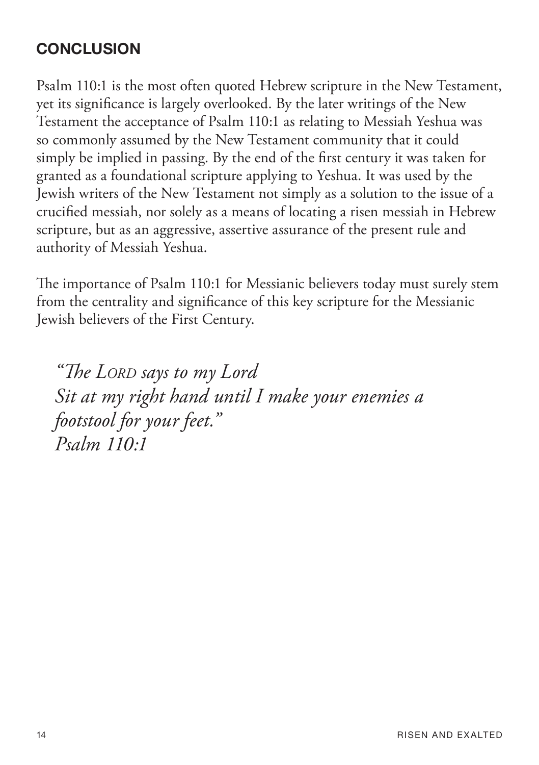## CONCLUSION

Psalm 110:1 is the most often quoted Hebrew scripture in the New Testament, yet its significance is largely overlooked. By the later writings of the New Testament the acceptance of Psalm 110:1 as relating to Messiah Yeshua was so commonly assumed by the New Testament community that it could simply be implied in passing. By the end of the first century it was taken for granted as a foundational scripture applying to Yeshua. It was used by the Jewish writers of the New Testament not simply as a solution to the issue of a crucified messiah, nor solely as a means of locating a risen messiah in Hebrew scripture, but as an aggressive, assertive assurance of the present rule and authority of Messiah Yeshua.

The importance of Psalm 110:1 for Messianic believers today must surely stem from the centrality and significance of this key scripture for the Messianic Jewish believers of the First Century.

> *"The LORD says to my Lord*
> *Sit at my right hand until I make your enemies a footstool for your feet."*
> *Psalm 110:1*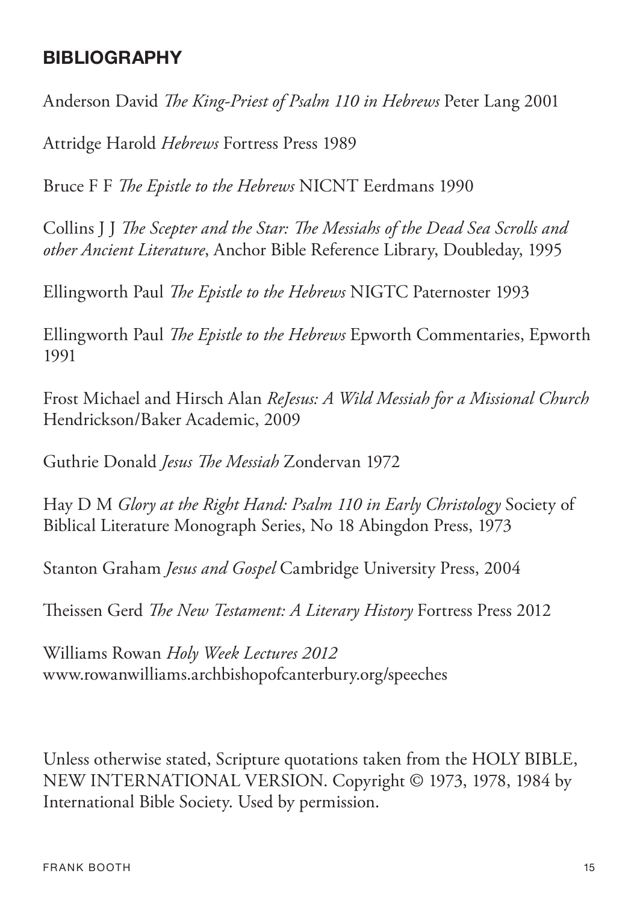## BIBLIOGRAPHY

Anderson David *The King-Priest of Psalm 110 in Hebrews* Peter Lang 2001

Attridge Harold *Hebrews* Fortress Press 1989

Bruce F F *The Epistle to the Hebrews* NICNT Eerdmans 1990

Collins J J *The Scepter and the Star: The Messiahs of the Dead Sea Scrolls and other Ancient Literature*, Anchor Bible Reference Library, Doubleday, 1995

Ellingworth Paul *The Epistle to the Hebrews* NIGTC Paternoster 1993

Ellingworth Paul *The Epistle to the Hebrews* Epworth Commentaries, Epworth 1991

Frost Michael and Hirsch Alan *ReJesus: A Wild Messiah for a Missional Church* Hendrickson/Baker Academic, 2009

Guthrie Donald *Jesus The Messiah* Zondervan 1972

Hay D M *Glory at the Right Hand: Psalm 110 in Early Christology* Society of Biblical Literature Monograph Series, No 18 Abingdon Press, 1973

Stanton Graham *Jesus and Gospel* Cambridge University Press, 2004

Theissen Gerd *The New Testament: A Literary History* Fortress Press 2012

Williams Rowan *Holy Week Lectures 2012* www.rowanwilliams.archbishopofcanterbury.org/speeches

Unless otherwise stated, Scripture quotations taken from the HOLY BIBLE, NEW INTERNATIONAL VERSION. Copyright © 1973, 1978, 1984 by International Bible Society. Used by permission.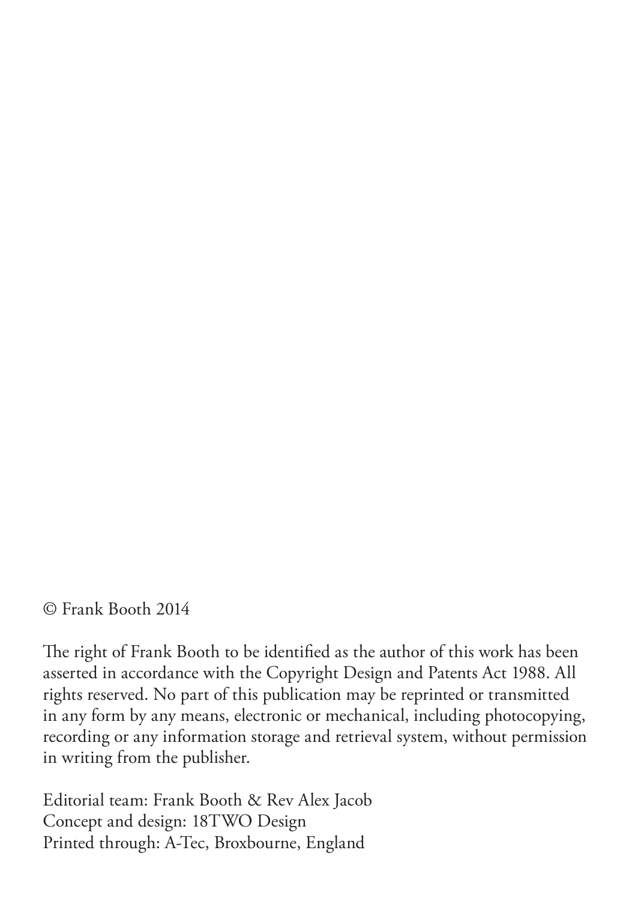© Frank Booth 2014

The right of Frank Booth to be identified as the author of this work has been asserted in accordance with the Copyright Design and Patents Act 1988. All rights reserved. No part of this publication may be reprinted or transmitted in any form by any means, electronic or mechanical, including photocopying, recording or any information storage and retrieval system, without permission in writing from the publisher.

Editorial team: Frank Booth & Rev Alex Jacob
Concept and design: 18TWO Design
Printed through: A-Tec, Broxbourne, England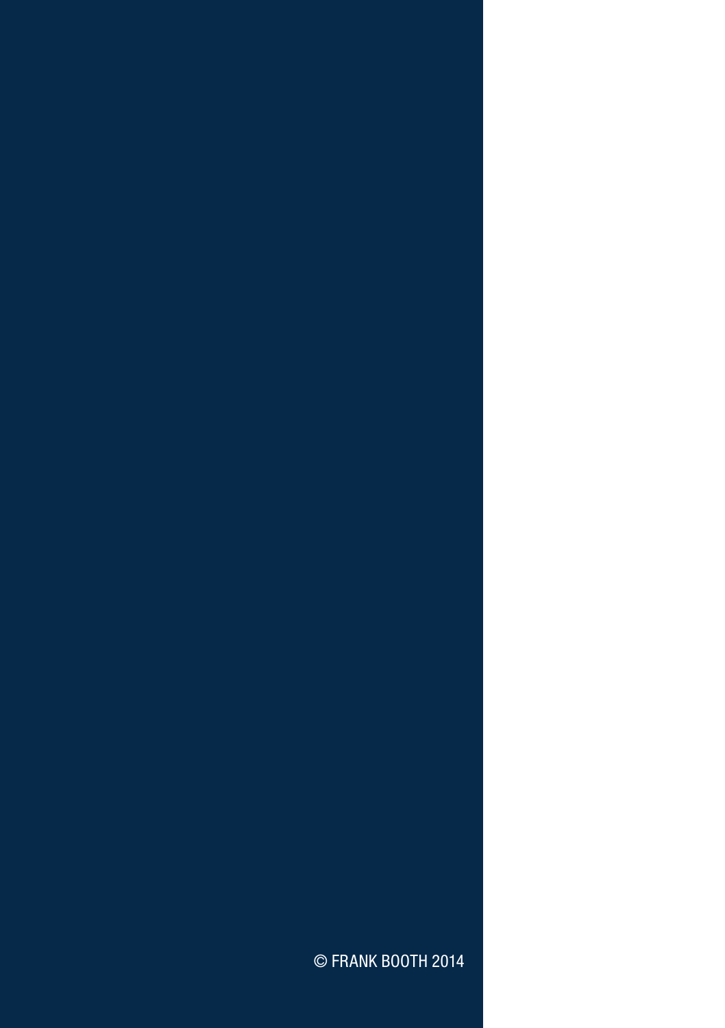© FRANK BOOTH 2014